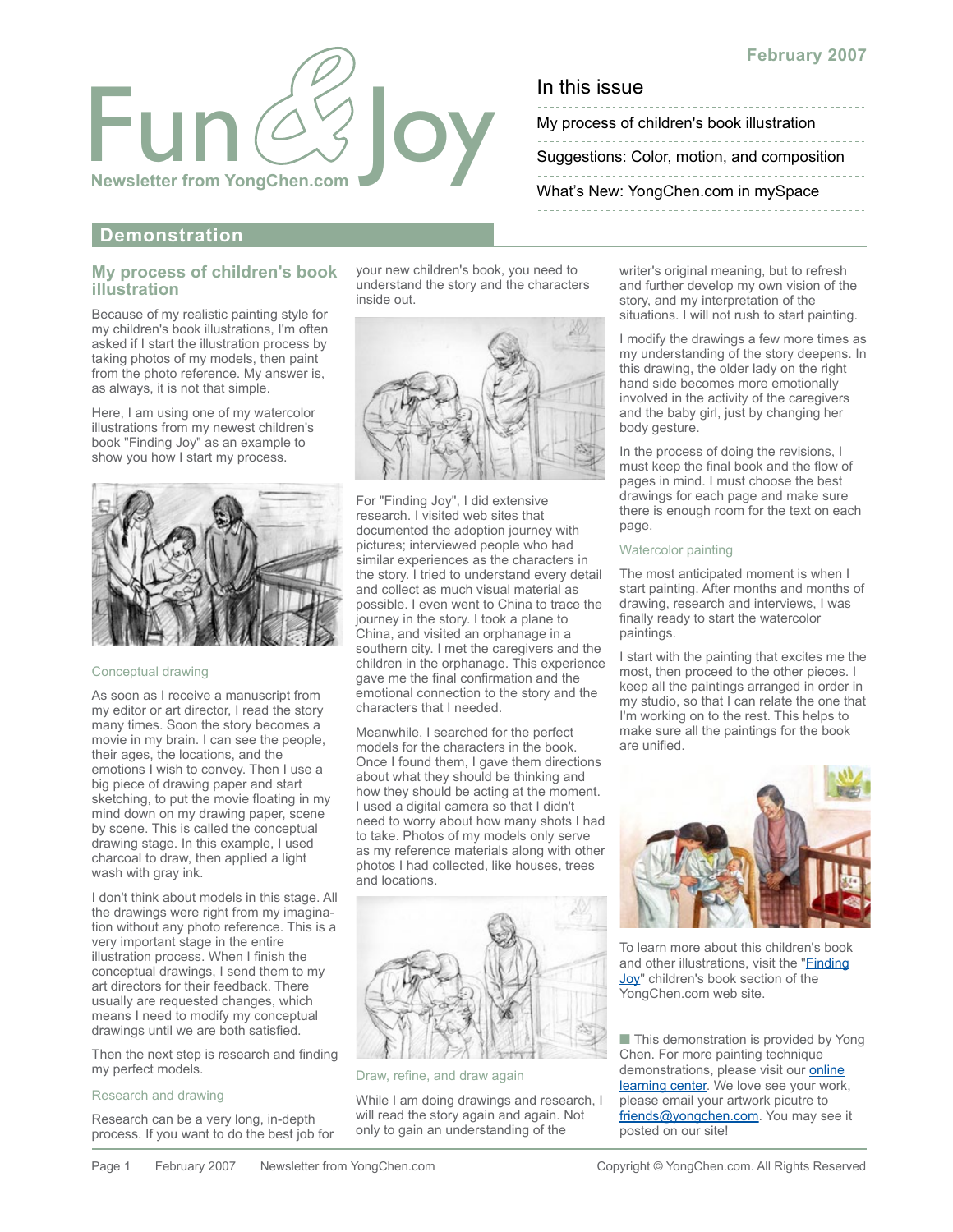# Fun & Joy

**Newsletter from YongChen.com**

February 2007

## In this issue

- My process of children's book illustration
- Suggestions: Color, motion, and composition
- What's New: YongChen.com in mySpace

## Demonstration

### My process of children's book illustration

Because of my realistic painting style for my children's book illustrations, I'm often asked if I start the illustration process by taking photos of my models, then paint from the photo reference. My answer is, as always, it is not that simple.

Here, I am using one of my watercolor illustrations from my newest children's book "Finding Joy" as an example to show you how I start my process.

#### Conceptual drawing

As soon as I receive a manuscript from my editor or art director, I read the story many times. Soon the story becomes a movie in my brain. I can see the people, their ages, the locations, and the emotions I wish to convey. Then I use a big piece of drawing paper and start sketching, to put the movie floating in my mind down on my drawing paper, scene by scene. This is called the conceptual drawing stage. In this example, I used charcoal to draw, then applied a light wash with gray ink.

I don't think about models in this stage. All the drawings were right from my imagination without any photo reference. This is a very important stage in the entire illustration process. When I finish the conceptual drawings, I send them to my art directors for their feedback. There usually are requested changes, which means I need to modify my conceptual drawings until we are both satisfied.

Then the next step is research and finding my perfect models.

#### Research and drawing

Research can be a very long, in-depth process. If you want to do the best job for your new children's book, you need to understand the story and the characters inside out.

For "Finding Joy", I did extensive research. I visited web sites that documented the adoption journey with pictures; interviewed people who had similar experiences as the characters in the story. I tried to understand every detail and collect as much visual material as possible. I even went to China to trace the journey in the story. I took a plane to China, and visited an orphanage in a southern city. I met the caregivers and the children in the orphanage. This experience gave me the final confirmation and the emotional connection to the story and the characters that I needed.

Meanwhile, I searched for the perfect models for the characters in the book. Once I found them, I gave them directions about what they should be thinking and how they should be acting at the moment. I used a digital camera so that I didn't need to worry about how many shots I had to take. Photos of my models only serve as my reference materials along with other photos I had collected, like houses, trees and locations.

#### Draw, refine, and draw again

While I am doing drawings and research, I will read the story again and again. Not only to gain an understanding of the writer's original meaning, but to refresh and further develop my own vision of the story, and my interpretation of the situations. I will not rush to start painting.

I modify the drawings a few more times as my understanding of the story deepens. In this drawing, the older lady on the right hand side becomes more emotionally involved in the activity of the caregivers and the baby girl, just by changing her body gesture.

In the process of doing the revisions, I must keep the final book and the flow of pages in mind. I must choose the best drawings for each page and make sure there is enough room for the text on each page.

#### Watercolor painting

The most anticipated moment is when I start painting. After months and months of drawing, research and interviews, I was finally ready to start the watercolor paintings.

I start with the painting that excites me the most, then proceed to the other pieces. I keep all the paintings arranged in order in my studio, so that I can relate the one that I'm working on to the rest. This helps to make sure all the paintings for the book are unified.

To learn more about this children's book and other illustrations, visit the "Finding Joy" children's book section of the YongChen.com web site.

This demonstration is provided by Yong Chen. For more painting technique demonstrations, please visit our online learning center. We love see your work, please email your artwork picutre to friends@yongchen.com. You may see it posted on our site!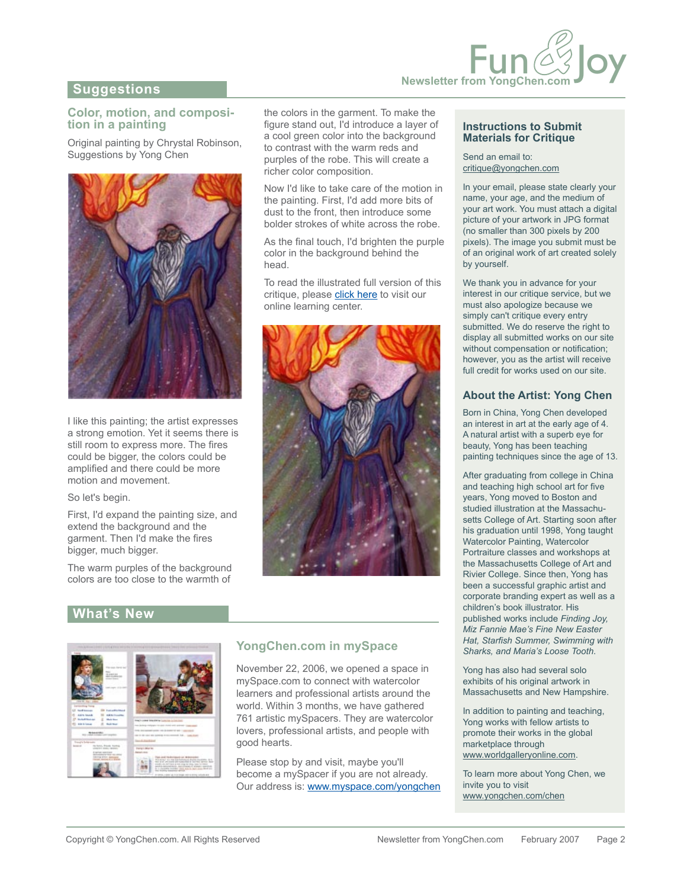## Suggestions

### Color, motion, and composition in a painting

Original painting by Chrystal Robinson, Suggestions by Yong Chen

I like this painting; the artist expresses a strong emotion. Yet it seems there is still room to express more. The fires could be bigger, the colors could be amplified and there could be more motion and movement.

So let's begin.

First, I'd expand the painting size, and extend the background and the garment. Then I'd make the fires bigger, much bigger.

The warm purples of the background colors are too close to the warmth of the colors in the garment. To make the figure stand out, I'd introduce a layer of a cool green color into the background to contrast with the warm reds and purples of the robe. This will create a richer color composition.

Now I'd like to take care of the motion in the painting. First, I'd add more bits of dust to the front, then introduce some bolder strokes of white across the robe.

As the final touch, I'd brighten the purple color in the background behind the head.

To read the illustrated full version of this critique, please click here to visit our online learning center.

## What's New

### YongChen.com in mySpace

November 22, 2006, we opened a space in mySpace.com to connect with watercolor learners and professional artists around the world. Within 3 months, we have gathered 761 artistic mySpacers. They are watercolor lovers, professional artists, and people with good hearts.

Please stop by and visit, maybe you'll become a mySpacer if you are not already. Our address is: www.myspace.com/yongchen

### Instructions to Submit Materials for Critique

Send an email to: critique@yongchen.com

In your email, please state clearly your name, your age, and the medium of your art work. You must attach a digital picture of your artwork in JPG format (no smaller than 300 pixels by 200 pixels). The image you submit must be of an original work of art created solely by yourself.

We thank you in advance for your interest in our critique service, but we must also apologize because we simply can't critique every entry submitted. We do reserve the right to display all submitted works on our site without compensation or notification; however, you as the artist will receive full credit for works used on our site.

### About the Artist: Yong Chen

Born in China, Yong Chen developed an interest in art at the early age of 4. A natural artist with a superb eye for beauty, Yong has been teaching painting techniques since the age of 13.

After graduating from college in China and teaching high school art for five years, Yong moved to Boston and studied illustration at the Massachusetts College of Art. Starting soon after his graduation until 1998, Yong taught Watercolor Painting, Watercolor Portraiture classes and workshops at the Massachusetts College of Art and Rivier College. Since then, Yong has been a successful graphic artist and corporate branding expert as well as a children's book illustrator. His published works include *Finding Joy, Miz Fannie Mae's Fine New Easter Hat, Starfish Summer, Swimming with Sharks, and Maria's Loose Tooth.*

Yong has also had several solo exhibits of his original artwork in Massachusetts and New Hampshire.

In addition to painting and teaching, Yong works with fellow artists to promote their works in the global marketplace through www.worldgalleryonline.com.

To learn more about Yong Chen, we invite you to visit www.yongchen.com/chen